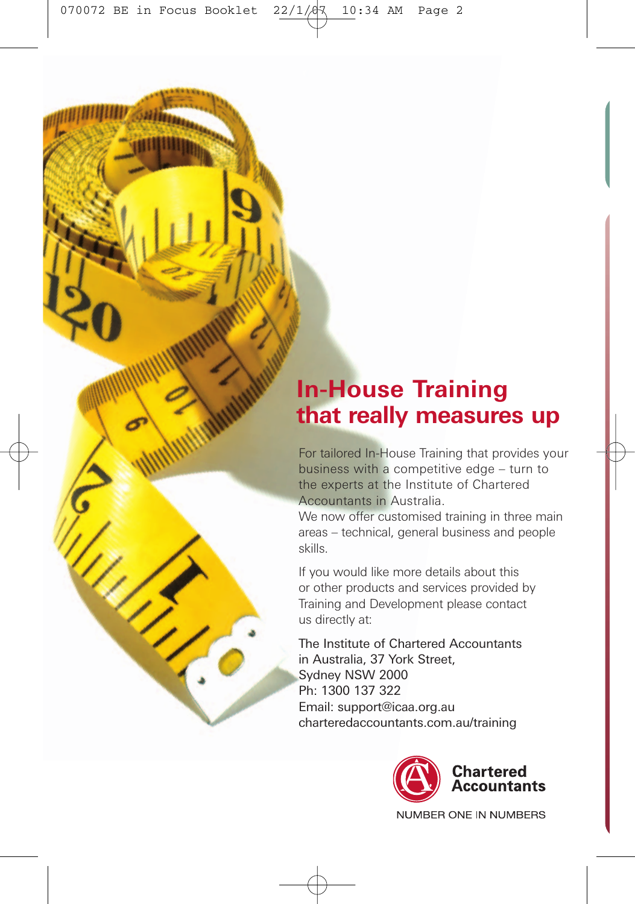# In-House Training that really measures up

For tailored In-House Training that provides your business with a competitive edge – turn to the experts at the Institute of Chartered Accountants in Australia.
We now offer customised training in three main areas – technical, general business and people skills.

If you would like more details about this or other products and services provided by Training and Development please contact us directly at:

The Institute of Chartered Accountants
in Australia, 37 York Street,
Sydney NSW 2000
Ph: 1300 137 322
Email: support@icaa.org.au
charteredaccountants.com.au/training

**Chartered Accountants**

NUMBER ONE IN NUMBERS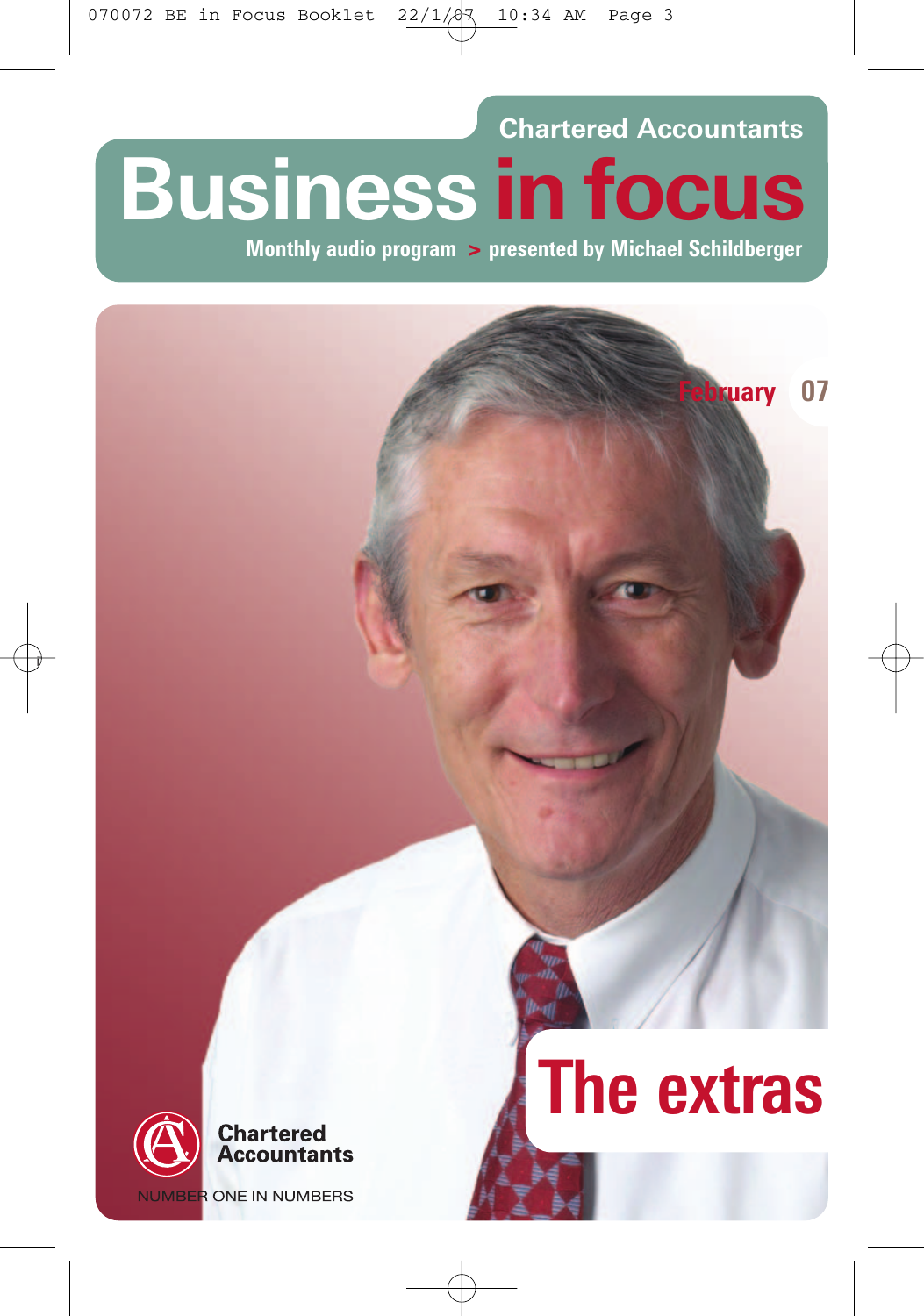Chartered Accountants

# Business in focus

**Monthly audio program > presented by Michael Schildberger**

February 07

# The extras

**Chartered Accountants**

NUMBER ONE IN NUMBERS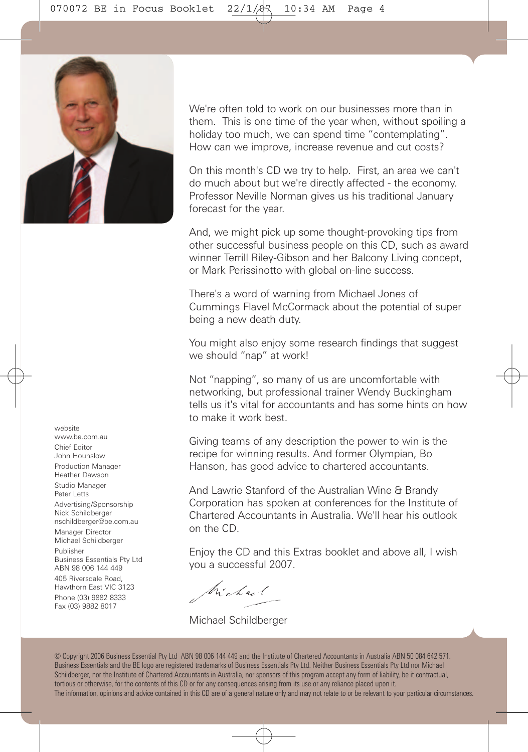We're often told to work on our businesses more than in them. This is one time of the year when, without spoiling a holiday too much, we can spend time "contemplating". How can we improve, increase revenue and cut costs?

On this month's CD we try to help. First, an area we can't do much about but we're directly affected - the economy. Professor Neville Norman gives us his traditional January forecast for the year.

And, we might pick up some thought-provoking tips from other successful business people on this CD, such as award winner Terrill Riley-Gibson and her Balcony Living concept, or Mark Perissinotto with global on-line success.

There's a word of warning from Michael Jones of Cummings Flavel McCormack about the potential of super being a new death duty.

You might also enjoy some research findings that suggest we should "nap" at work!

Not "napping", so many of us are uncomfortable with networking, but professional trainer Wendy Buckingham tells us it's vital for accountants and has some hints on how to make it work best.

Giving teams of any description the power to win is the recipe for winning results. And former Olympian, Bo Hanson, has good advice to chartered accountants.

And Lawrie Stanford of the Australian Wine & Brandy Corporation has spoken at conferences for the Institute of Chartered Accountants in Australia. We'll hear his outlook on the CD.

Enjoy the CD and this Extras booklet and above all, I wish you a successful 2007.

Michael Schildberger

website
www.be.com.au

Chief Editor
John Hounslow

Production Manager
Heather Dawson

Studio Manager
Peter Letts

Advertising/Sponsorship
Nick Schildberger
nschildberger@be.com.au

Manager Director
Michael Schildberger

Publisher
Business Essentials Pty Ltd
ABN 98 006 144 449
405 Riversdale Road,
Hawthorn East VIC 3123
Phone (03) 9882 8333
Fax (03) 9882 8017

© Copyright 2006 Business Essential Pty Ltd ABN 98 006 144 449 and the Institute of Chartered Accountants in Australia ABN 50 084 642 571. Business Essentials and the BE logo are registered trademarks of Business Essentials Pty Ltd. Neither Business Essentials Pty Ltd nor Michael Schildberger, nor the Institute of Chartered Accountants in Australia, nor sponsors of this program accept any form of liability, be it contractual, tortious or otherwise, for the contents of this CD or for any consequences arising from its use or any reliance placed upon it.
The information, opinions and advice contained in this CD are of a general nature only and may not relate to or be relevant to your particular circumstances.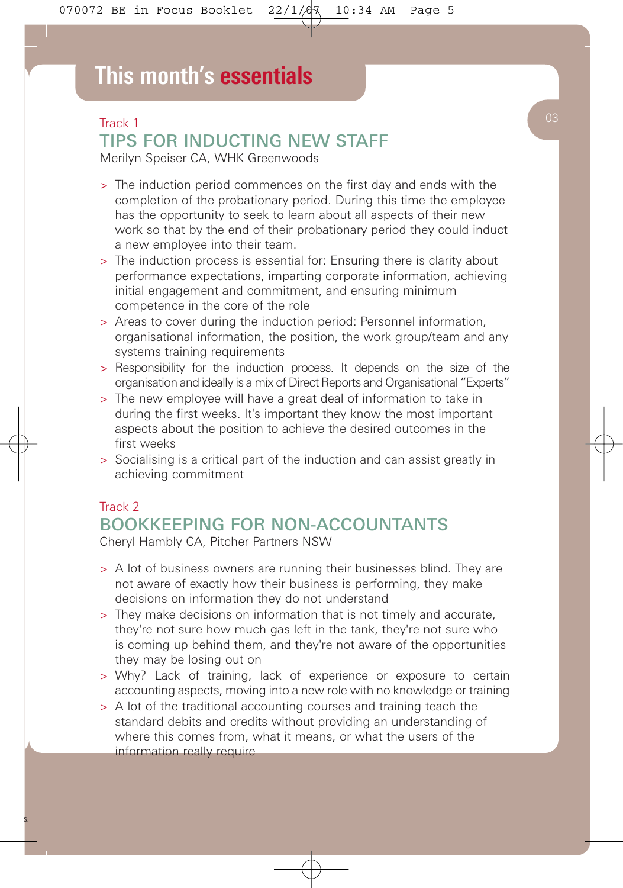# This month's essentials

Track 1

## TIPS FOR INDUCTING NEW STAFF

Merilyn Speiser CA, WHK Greenwoods

- The induction period commences on the first day and ends with the completion of the probationary period. During this time the employee has the opportunity to seek to learn about all aspects of their new work so that by the end of their probationary period they could induct a new employee into their team.
- The induction process is essential for: Ensuring there is clarity about performance expectations, imparting corporate information, achieving initial engagement and commitment, and ensuring minimum competence in the core of the role
- Areas to cover during the induction period: Personnel information, organisational information, the position, the work group/team and any systems training requirements
- Responsibility for the induction process. It depends on the size of the organisation and ideally is a mix of Direct Reports and Organisational "Experts"
- The new employee will have a great deal of information to take in during the first weeks. It's important they know the most important aspects about the position to achieve the desired outcomes in the first weeks
- Socialising is a critical part of the induction and can assist greatly in achieving commitment

Track 2

## BOOKKEEPING FOR NON-ACCOUNTANTS

Cheryl Hambly CA, Pitcher Partners NSW

- A lot of business owners are running their businesses blind. They are not aware of exactly how their business is performing, they make decisions on information they do not understand
- They make decisions on information that is not timely and accurate, they're not sure how much gas left in the tank, they're not sure who is coming up behind them, and they're not aware of the opportunities they may be losing out on
- Why? Lack of training, lack of experience or exposure to certain accounting aspects, moving into a new role with no knowledge or training
- A lot of the traditional accounting courses and training teach the standard debits and credits without providing an understanding of where this comes from, what it means, or what the users of the information really require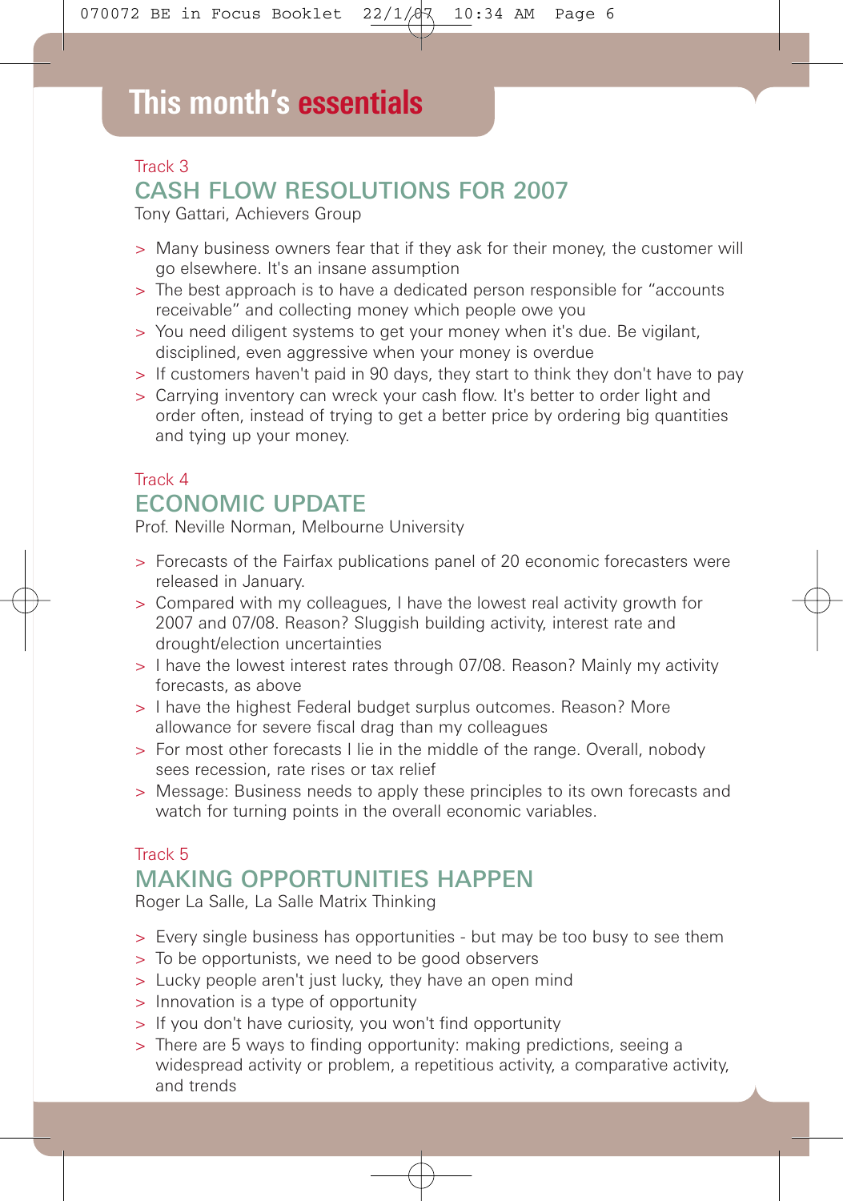# This month's essentials

Track 3

## CASH FLOW RESOLUTIONS FOR 2007

Tony Gattari, Achievers Group

- Many business owners fear that if they ask for their money, the customer will go elsewhere. It's an insane assumption
- The best approach is to have a dedicated person responsible for "accounts receivable" and collecting money which people owe you
- You need diligent systems to get your money when it's due. Be vigilant, disciplined, even aggressive when your money is overdue
- If customers haven't paid in 90 days, they start to think they don't have to pay
- Carrying inventory can wreck your cash flow. It's better to order light and order often, instead of trying to get a better price by ordering big quantities and tying up your money.

Track 4

## ECONOMIC UPDATE

Prof. Neville Norman, Melbourne University

- Forecasts of the Fairfax publications panel of 20 economic forecasters were released in January.
- Compared with my colleagues, I have the lowest real activity growth for 2007 and 07/08. Reason? Sluggish building activity, interest rate and drought/election uncertainties
- I have the lowest interest rates through 07/08. Reason? Mainly my activity forecasts, as above
- I have the highest Federal budget surplus outcomes. Reason? More allowance for severe fiscal drag than my colleagues
- For most other forecasts I lie in the middle of the range. Overall, nobody sees recession, rate rises or tax relief
- Message: Business needs to apply these principles to its own forecasts and watch for turning points in the overall economic variables.

Track 5

## MAKING OPPORTUNITIES HAPPEN

Roger La Salle, La Salle Matrix Thinking

- Every single business has opportunities - but may be too busy to see them
- To be opportunists, we need to be good observers
- Lucky people aren't just lucky, they have an open mind
- Innovation is a type of opportunity
- If you don't have curiosity, you won't find opportunity
- There are 5 ways to finding opportunity: making predictions, seeing a widespread activity or problem, a repetitious activity, a comparative activity, and trends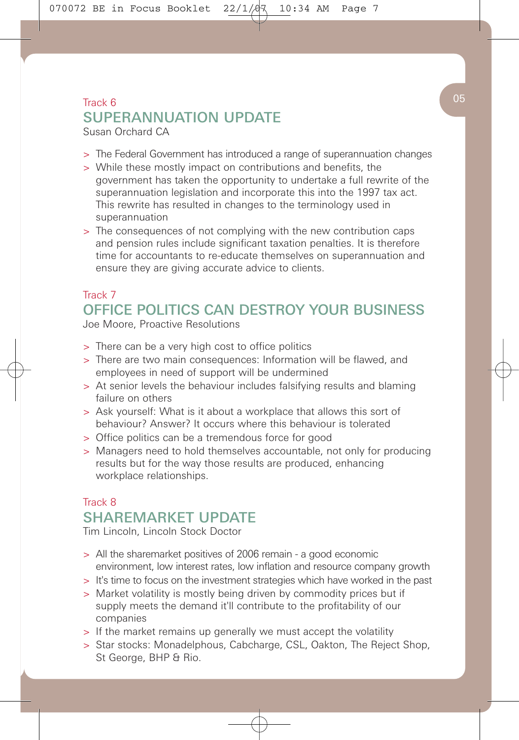Track 6

## SUPERANNUATION UPDATE

Susan Orchard CA

- The Federal Government has introduced a range of superannuation changes
- While these mostly impact on contributions and benefits, the government has taken the opportunity to undertake a full rewrite of the superannuation legislation and incorporate this into the 1997 tax act. This rewrite has resulted in changes to the terminology used in superannuation
- The consequences of not complying with the new contribution caps and pension rules include significant taxation penalties. It is therefore time for accountants to re-educate themselves on superannuation and ensure they are giving accurate advice to clients.

Track 7

## OFFICE POLITICS CAN DESTROY YOUR BUSINESS

Joe Moore, Proactive Resolutions

- There can be a very high cost to office politics
- There are two main consequences: Information will be flawed, and employees in need of support will be undermined
- At senior levels the behaviour includes falsifying results and blaming failure on others
- Ask yourself: What is it about a workplace that allows this sort of behaviour? Answer? It occurs where this behaviour is tolerated
- Office politics can be a tremendous force for good
- Managers need to hold themselves accountable, not only for producing results but for the way those results are produced, enhancing workplace relationships.

Track 8

## SHAREMARKET UPDATE

Tim Lincoln, Lincoln Stock Doctor

- All the sharemarket positives of 2006 remain - a good economic environment, low interest rates, low inflation and resource company growth
- It's time to focus on the investment strategies which have worked in the past
- Market volatility is mostly being driven by commodity prices but if supply meets the demand it'll contribute to the profitability of our companies
- If the market remains up generally we must accept the volatility
- Star stocks: Monadelphous, Cabcharge, CSL, Oakton, The Reject Shop, St George, BHP & Rio.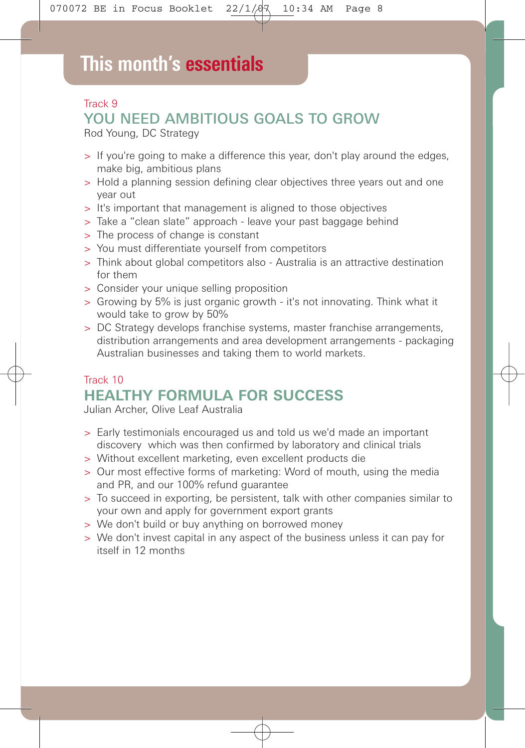# This month's essentials

Track 9

## YOU NEED AMBITIOUS GOALS TO GROW

Rod Young, DC Strategy

- If you're going to make a difference this year, don't play around the edges, make big, ambitious plans
- Hold a planning session defining clear objectives three years out and one year out
- It's important that management is aligned to those objectives
- Take a "clean slate" approach - leave your past baggage behind
- The process of change is constant
- You must differentiate yourself from competitors
- Think about global competitors also - Australia is an attractive destination for them
- Consider your unique selling proposition
- Growing by 5% is just organic growth - it's not innovating. Think what it would take to grow by 50%
- DC Strategy develops franchise systems, master franchise arrangements, distribution arrangements and area development arrangements - packaging Australian businesses and taking them to world markets.

Track 10

## HEALTHY FORMULA FOR SUCCESS

Julian Archer, Olive Leaf Australia

- Early testimonials encouraged us and told us we'd made an important discovery which was then confirmed by laboratory and clinical trials
- Without excellent marketing, even excellent products die
- Our most effective forms of marketing: Word of mouth, using the media and PR, and our 100% refund guarantee
- To succeed in exporting, be persistent, talk with other companies similar to your own and apply for government export grants
- We don't build or buy anything on borrowed money
- We don't invest capital in any aspect of the business unless it can pay for itself in 12 months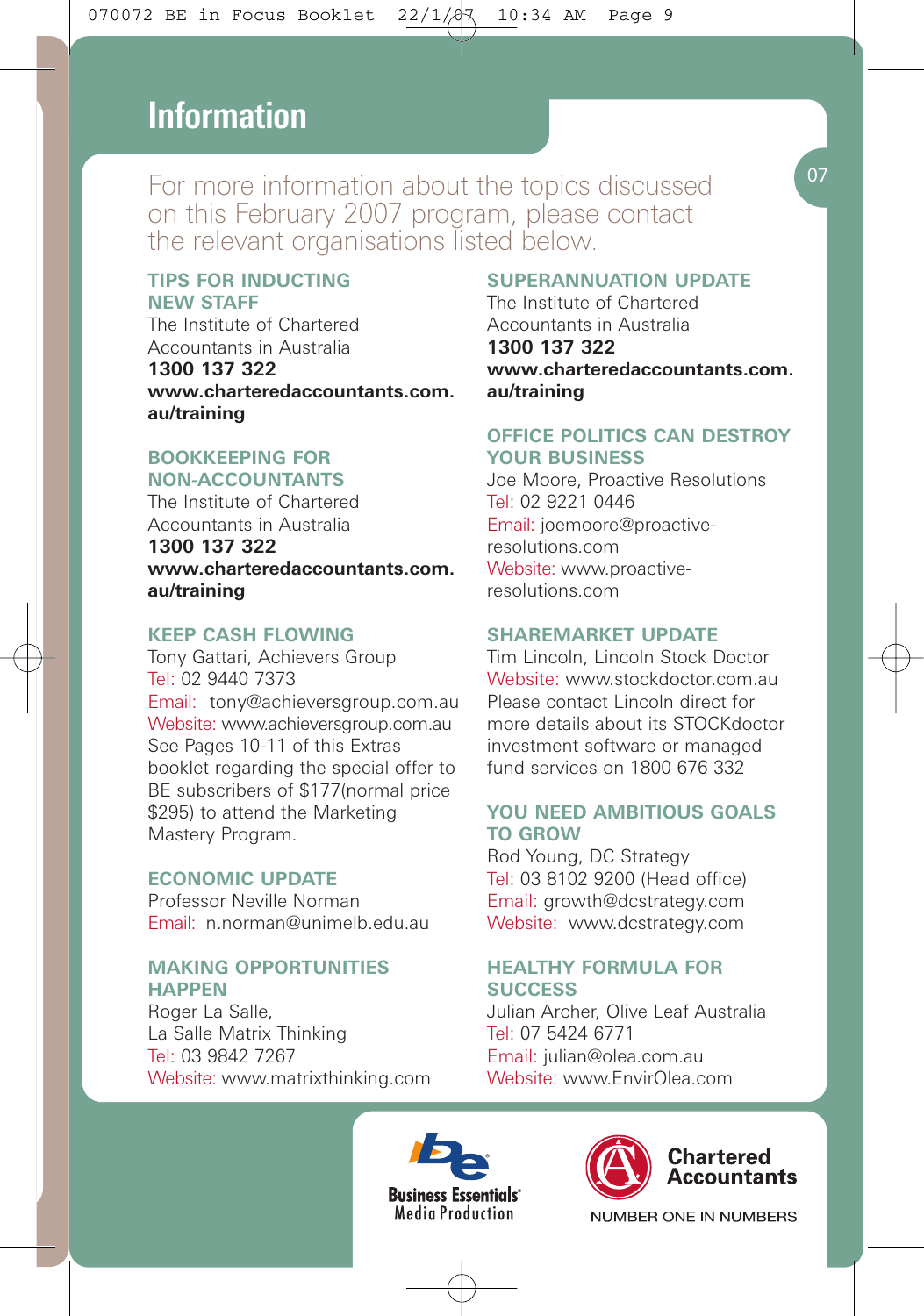# Information

For more information about the topics discussed on this February 2007 program, please contact the relevant organisations listed below.

### TIPS FOR INDUCTING NEW STAFF

The Institute of Chartered Accountants in Australia
**1300 137 322**
**www.charteredaccountants.com.au/training**

### BOOKKEEPING FOR NON-ACCOUNTANTS

The Institute of Chartered Accountants in Australia
**1300 137 322**
**www.charteredaccountants.com.au/training**

### KEEP CASH FLOWING

Tony Gattari, Achievers Group
Tel: 02 9440 7373
Email: tony@achieversgroup.com.au
Website: www.achieversgroup.com.au
See Pages 10-11 of this Extras booklet regarding the special offer to BE subscribers of $177(normal price $295) to attend the Marketing Mastery Program.

### ECONOMIC UPDATE

Professor Neville Norman
Email: n.norman@unimelb.edu.au

### MAKING OPPORTUNITIES HAPPEN

Roger La Salle,
La Salle Matrix Thinking
Tel: 03 9842 7267
Website: www.matrixthinking.com

### SUPERANNUATION UPDATE

The Institute of Chartered Accountants in Australia
**1300 137 322**
**www.charteredaccountants.com.au/training**

### OFFICE POLITICS CAN DESTROY YOUR BUSINESS

Joe Moore, Proactive Resolutions
Tel: 02 9221 0446
Email: joemoore@proactive-resolutions.com
Website: www.proactive-resolutions.com

### SHAREMARKET UPDATE

Tim Lincoln, Lincoln Stock Doctor
Website: www.stockdoctor.com.au
Please contact Lincoln direct for more details about its STOCKdoctor investment software or managed fund services on 1800 676 332

### YOU NEED AMBITIOUS GOALS TO GROW

Rod Young, DC Strategy
Tel: 03 8102 9200 (Head office)
Email: growth@dcstrategy.com
Website: www.dcstrategy.com

### HEALTHY FORMULA FOR SUCCESS

Julian Archer, Olive Leaf Australia
Tel: 07 5424 6771
Email: julian@olea.com.au
Website: www.EnvirOlea.com

Business Essentials® Media Production

Chartered Accountants
NUMBER ONE IN NUMBERS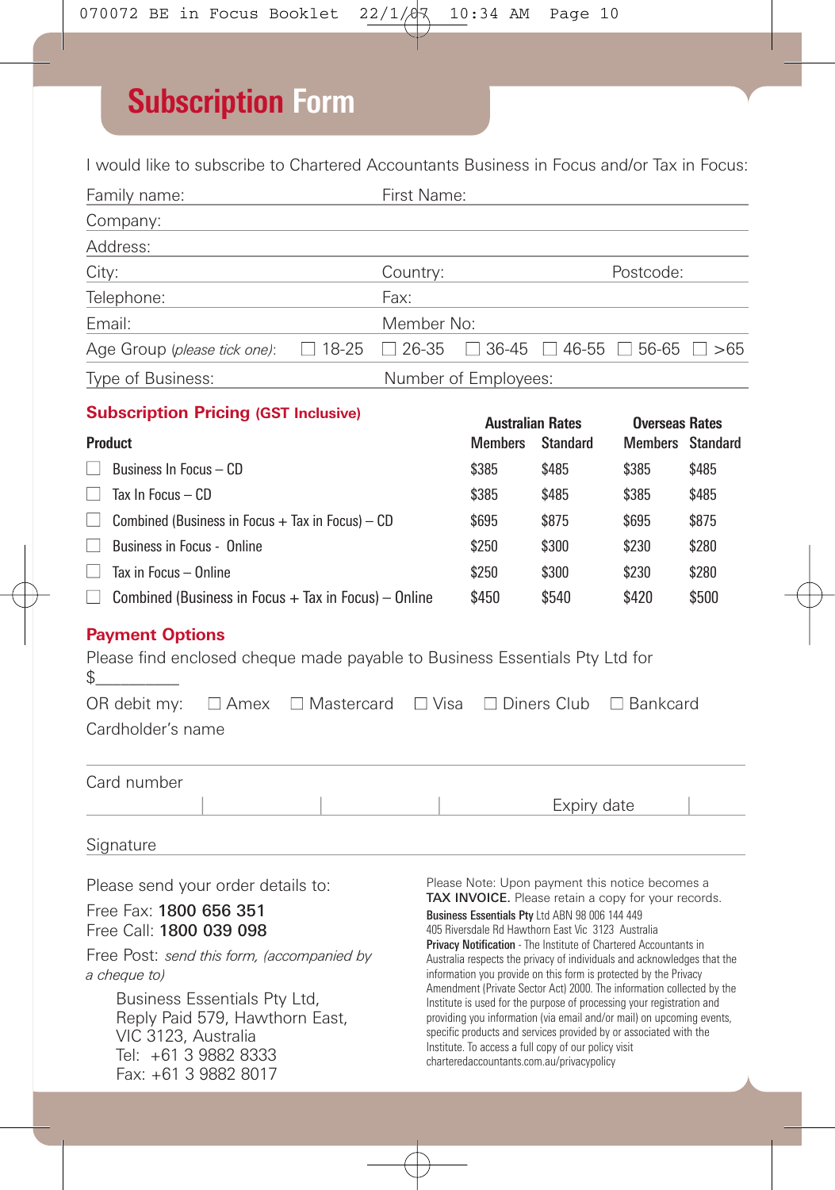# Subscription Form

I would like to subscribe to Chartered Accountants Business in Focus and/or Tax in Focus:

Family name: First Name:

Company:

Address:

City: Country: Postcode:

Telephone: Fax:

Email: Member No:

Age Group (*please tick one*): ☐ 18-25 ☐ 26-35 ☐ 36-45 ☐ 46-55 ☐ 56-65 ☐ >65

Type of Business: Number of Employees:

## Subscription Pricing (GST Inclusive)

| Product | Australian Rates | | Overseas Rates | |
|---|---|---|---|---|
| | Members | Standard | Members | Standard |
| ☐ Business In Focus – CD | $385 | $485 | $385 | $485 |
| ☐ Tax In Focus – CD | $385 | $485 | $385 | $485 |
| ☐ Combined (Business in Focus + Tax in Focus) – CD | $695 | $875 | $695 | $875 |
| ☐ Business in Focus - Online | $250 | $300 | $230 | $280 |
| ☐ Tax in Focus – Online | $250 | $300 | $230 | $280 |
| ☐ Combined (Business in Focus + Tax in Focus) – Online | $450 | $540 | $420 | $500 |

## Payment Options

Please find enclosed cheque made payable to Business Essentials Pty Ltd for $__________

OR debit my: ☐ Amex ☐ Mastercard ☐ Visa ☐ Diners Club ☐ Bankcard

Cardholder's name

Card number

Expiry date

Signature

Please send your order details to:

Free Fax: **1800 656 351**
Free Call: **1800 039 098**

Free Post: *send this form, (accompanied by a cheque to)*

Business Essentials Pty Ltd,
Reply Paid 579, Hawthorn East,
VIC 3123, Australia
Tel: +61 3 9882 8333
Fax: +61 3 9882 8017

Please Note: Upon payment this notice becomes a **TAX INVOICE.** Please retain a copy for your records.

**Business Essentials Pty** Ltd ABN 98 006 144 449
405 Riversdale Rd Hawthorn East Vic 3123 Australia

**Privacy Notification** - The Institute of Chartered Accountants in Australia respects the privacy of individuals and acknowledges that the information you provide on this form is protected by the Privacy Amendment (Private Sector Act) 2000. The information collected by the Institute is used for the purpose of processing your registration and providing you information (via email and/or mail) on upcoming events, specific products and services provided by or associated with the Institute. To access a full copy of our policy visit charteredaccountants.com.au/privacypolicy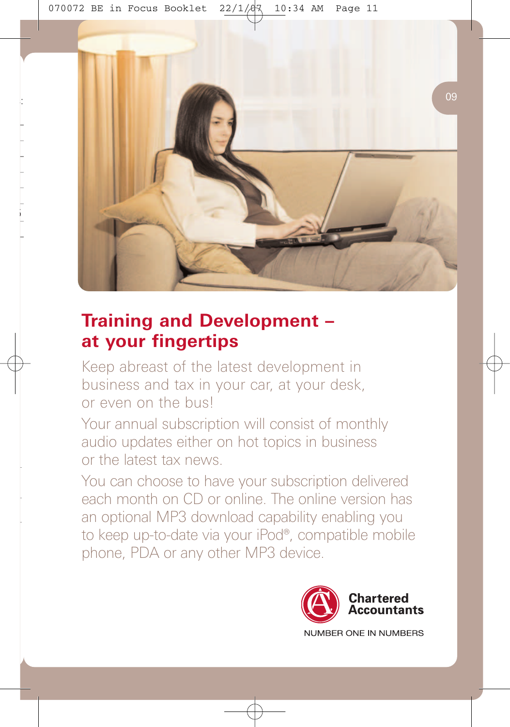## Training and Development – at your fingertips

Keep abreast of the latest development in business and tax in your car, at your desk, or even on the bus!

Your annual subscription will consist of monthly audio updates either on hot topics in business or the latest tax news.

You can choose to have your subscription delivered each month on CD or online. The online version has an optional MP3 download capability enabling you to keep up-to-date via your iPod®, compatible mobile phone, PDA or any other MP3 device.

**Chartered Accountants**

NUMBER ONE IN NUMBERS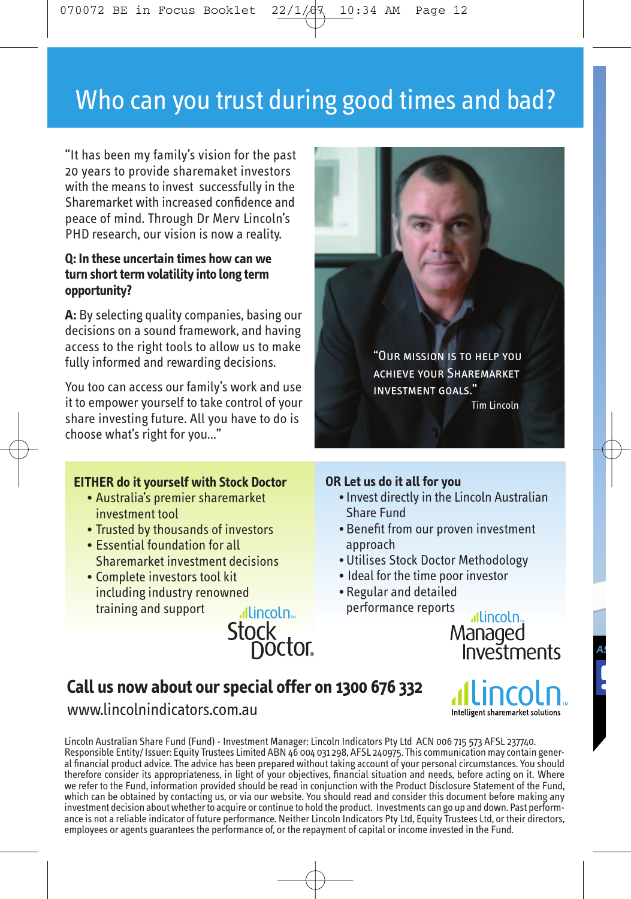# Who can you trust during good times and bad?

"It has been my family's vision for the past 20 years to provide sharemaket investors with the means to invest successfully in the Sharemarket with increased confidence and peace of mind. Through Dr Merv Lincoln's PHD research, our vision is now a reality.

**Q: In these uncertain times how can we turn short term volatility into long term opportunity?**

**A:** By selecting quality companies, basing our decisions on a sound framework, and having access to the right tools to allow us to make fully informed and rewarding decisions.

You too can access our family's work and use it to empower yourself to take control of your share investing future. All you have to do is choose what's right for you..."

"OUR MISSION IS TO HELP YOU ACHIEVE YOUR SHAREMARKET INVESTMENT GOALS."
Tim Lincoln

### EITHER do it yourself with Stock Doctor

- Australia's premier sharemarket investment tool
- Trusted by thousands of investors
- Essential foundation for all Sharemarket investment decisions
- Complete investors tool kit including industry renowned training and support

Lincoln Stock Doctor

### OR Let us do it all for you

- Invest directly in the Lincoln Australian Share Fund
- Benefit from our proven investment approach
- Utilises Stock Doctor Methodology
- Ideal for the time poor investor
- Regular and detailed performance reports

Lincoln Managed Investments

## Call us now about our special offer on 1300 676 332

www.lincolnindicators.com.au

Lincoln
Intelligent sharemarket solutions

Lincoln Australian Share Fund (Fund) - Investment Manager: Lincoln Indicators Pty Ltd ACN 006 715 573 AFSL 237740. Responsible Entity/ Issuer: Equity Trustees Limited ABN 46 004 031 298, AFSL 240975. This communication may contain general financial product advice. The advice has been prepared without taking account of your personal circumstances. You should therefore consider its appropriateness, in light of your objectives, financial situation and needs, before acting on it. Where we refer to the Fund, information provided should be read in conjunction with the Product Disclosure Statement of the Fund, which can be obtained by contacting us, or via our website. You should read and consider this document before making any investment decision about whether to acquire or continue to hold the product. Investments can go up and down. Past performance is not a reliable indicator of future performance. Neither Lincoln Indicators Pty Ltd, Equity Trustees Ltd, or their directors, employees or agents guarantees the performance of, or the repayment of capital or income invested in the Fund.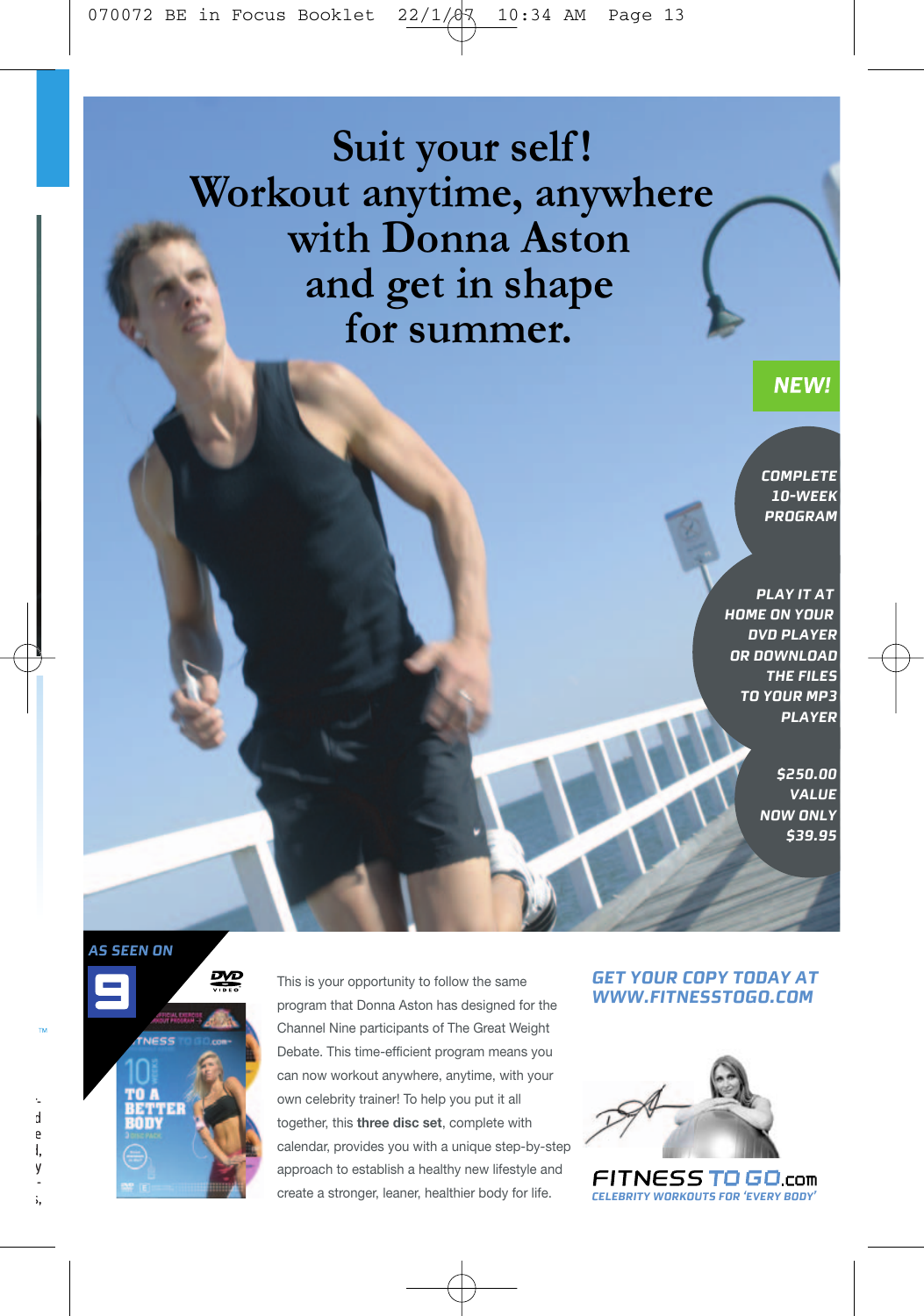# Suit your self! Workout anytime, anywhere with Donna Aston and get in shape for summer.

**NEW!**

COMPLETE 10-WEEK PROGRAM

PLAY IT AT HOME ON YOUR DVD PLAYER OR DOWNLOAD THE FILES TO YOUR MP3 PLAYER

$250.00 VALUE NOW ONLY $39.95

AS SEEN ON 9

This is your opportunity to follow the same program that Donna Aston has designed for the Channel Nine participants of The Great Weight Debate. This time-efficient program means you can now workout anywhere, anytime, with your own celebrity trainer! To help you put it all together, this **three disc set**, complete with calendar, provides you with a unique step-by-step approach to establish a healthy new lifestyle and create a stronger, leaner, healthier body for life.

## GET YOUR COPY TODAY AT WWW.FITNESSTOGO.COM

FITNESS TO GO.com

CELEBRITY WORKOUTS FOR 'EVERY BODY'